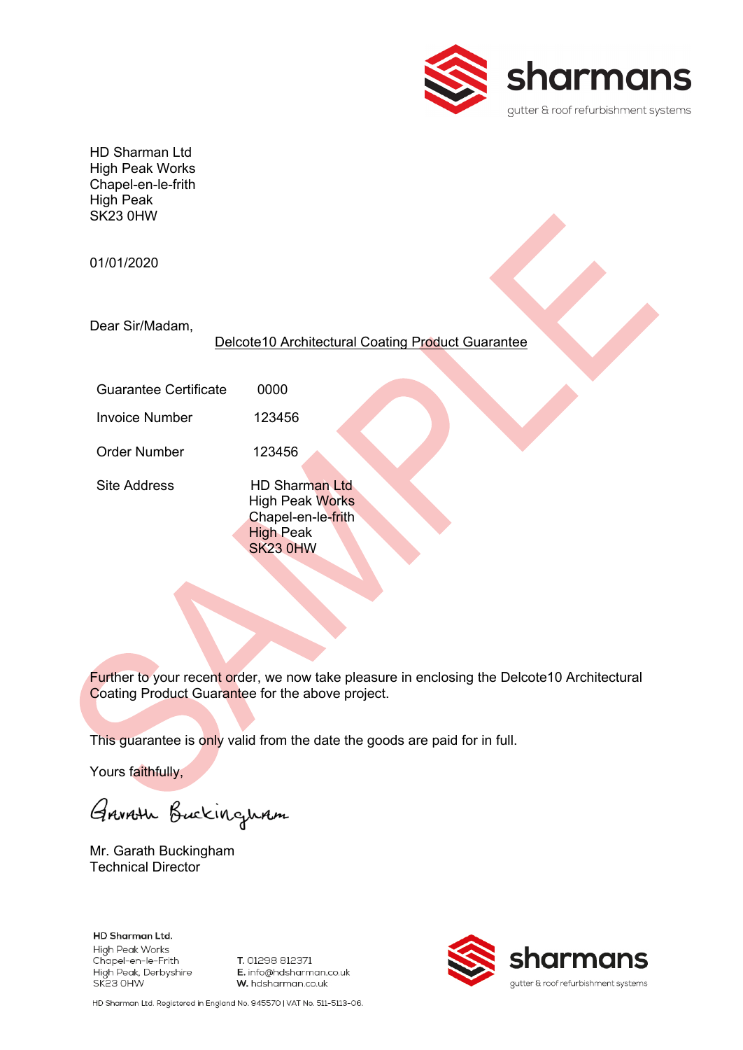sharmans
gutter & roof refurbishment systems

HD Sharman Ltd
High Peak Works
Chapel-en-le-frith
High Peak
SK23 0HW

01/01/2020

Dear Sir/Madam,

<u>Delcote10 Architectural Coating Product Guarantee</u>

| | |
|---|---|
| Guarantee Certificate | 0000 |
| Invoice Number | 123456 |
| Order Number | 123456 |
| Site Address | HD Sharman Ltd<br>High Peak Works<br>Chapel-en-le-frith<br>High Peak<br>SK23 0HW |

SAMPLE

Further to your recent order, we now take pleasure in enclosing the Delcote10 Architectural Coating Product Guarantee for the above project.

This guarantee is only valid from the date the goods are paid for in full.

Yours faithfully,

Garath Buckingham

Mr. Garath Buckingham
Technical Director

**HD Sharman Ltd.**
High Peak Works
Chapel-en-le-Frith
High Peak, Derbyshire
SK23 0HW

**T.** 01298 812371
**E.** info@hdsharman.co.uk
**W.** hdsharman.co.uk

sharmans
gutter & roof refurbishment systems

HD Sharman Ltd. Registered in England No. 945570 | VAT No. 511-5113-06.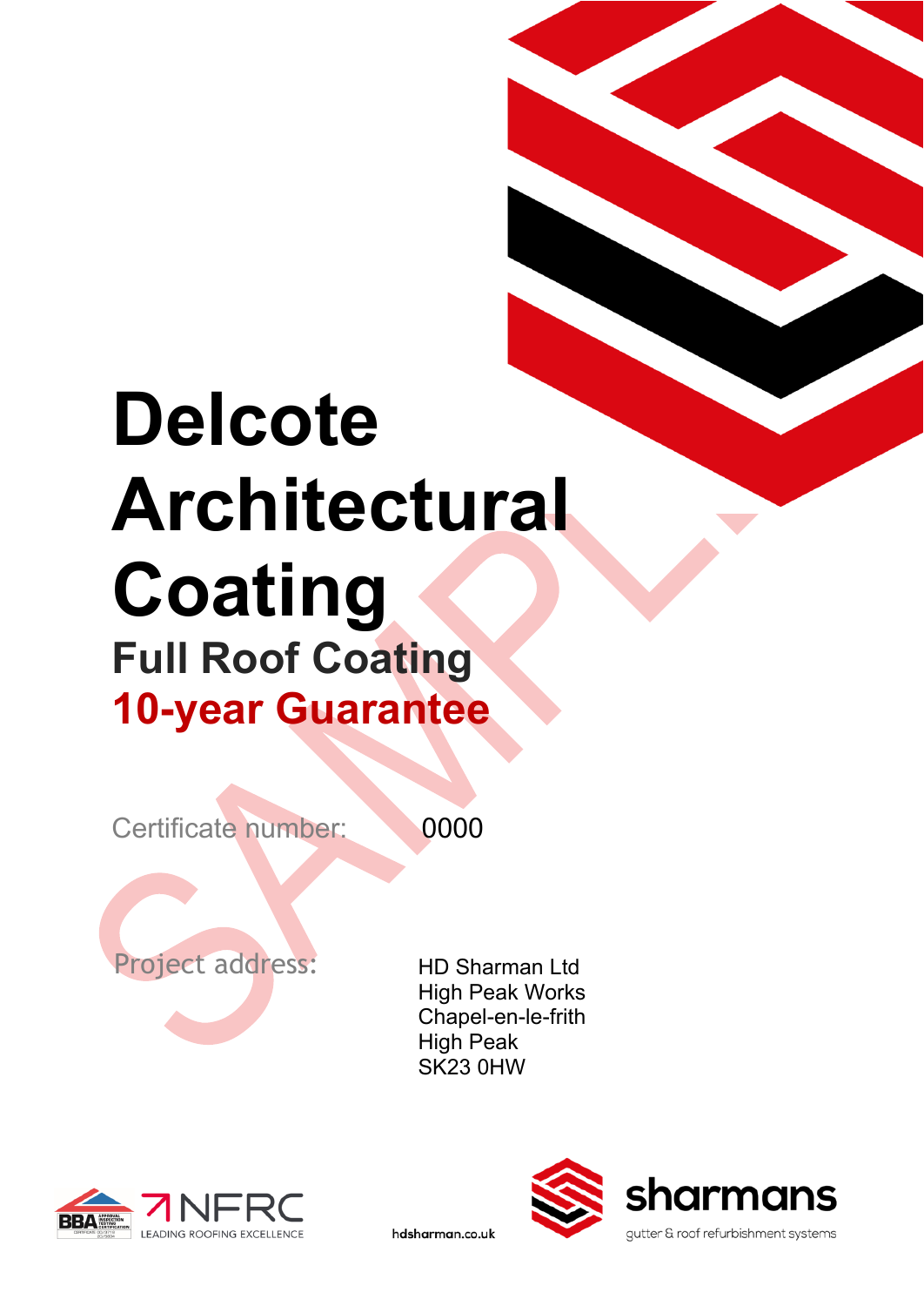# Delcote Architectural Coating

## Full Roof Coating

## 10-year Guarantee

SAMPLE

Certificate number: 0000

Project address:

HD Sharman Ltd
High Peak Works
Chapel-en-le-frith
High Peak
SK23 0HW

NFRC LEADING ROOFING EXCELLENCE

hdsharman.co.uk

sharmans
gutter & roof refurbishment systems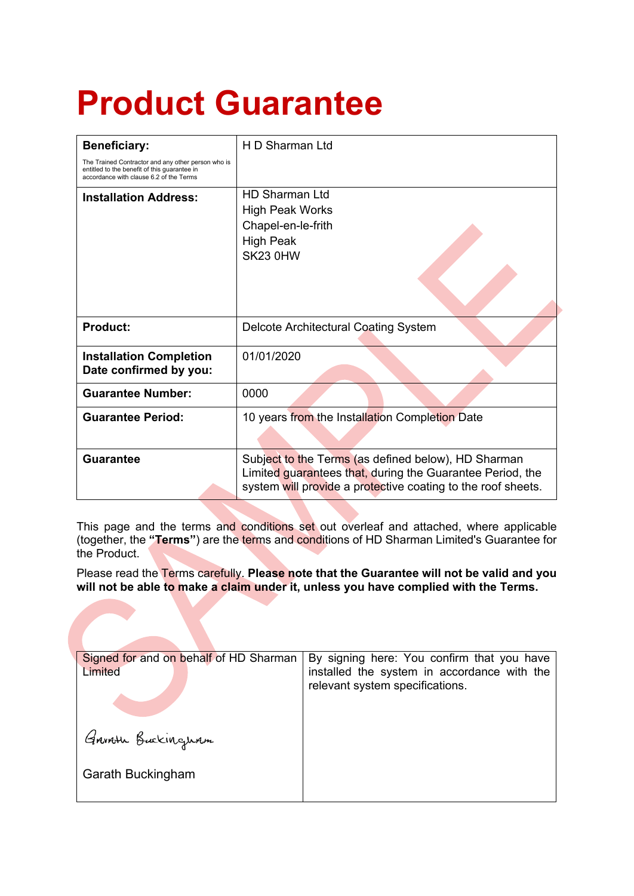# Product Guarantee

| | |
|---|---|
| **Beneficiary:**<br>The Trained Contractor and any other person who is entitled to the benefit of this guarantee in accordance with clause 6.2 of the Terms | H D Sharman Ltd |
| **Installation Address:** | HD Sharman Ltd<br>High Peak Works<br>Chapel-en-le-frith<br>High Peak<br>SK23 0HW |
| **Product:** | Delcote Architectural Coating System |
| **Installation Completion Date confirmed by you:** | 01/01/2020 |
| **Guarantee Number:** | 0000 |
| **Guarantee Period:** | 10 years from the Installation Completion Date |
| **Guarantee** | Subject to the Terms (as defined below), HD Sharman Limited guarantees that, during the Guarantee Period, the system will provide a protective coating to the roof sheets. |

This page and the terms and conditions set out overleaf and attached, where applicable (together, the **"Terms"**) are the terms and conditions of HD Sharman Limited's Guarantee for the Product.

Please read the Terms carefully. **Please note that the Guarantee will not be valid and you will not be able to make a claim under it, unless you have complied with the Terms.**

| | |
|---|---|
| Signed for and on behalf of HD Sharman Limited<br><br>Garath Buckingham<br><br>Garath Buckingham | By signing here: You confirm that you have installed the system in accordance with the relevant system specifications. |

SAMPLE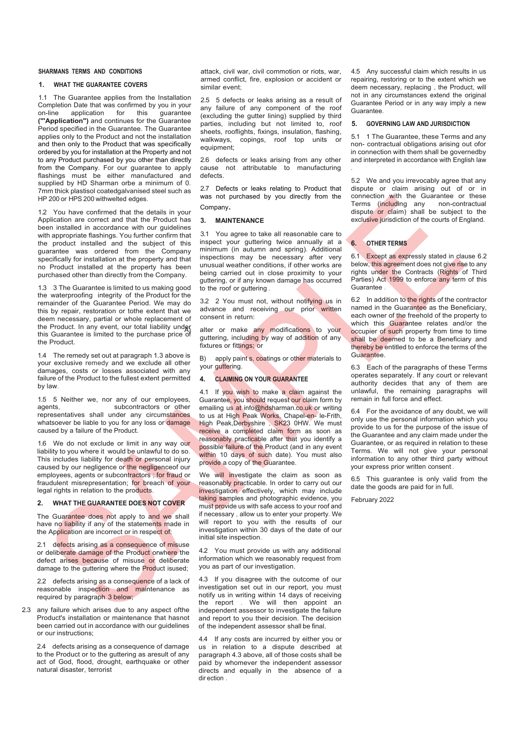SHARMANS TERMS AND CONDITIONS

## 1. WHAT THE GUARANTEE COVERS

1.1 The Guarantee applies from the Installation Completion Date that was confirmed by you in your on-line application for this guarantee **("'Application")** and continues for the Guarantee Period specified in the Guarantee. The Guarantee applies only to the Product and not the installation and then only to the Product that was specifically ordered by you for installation at the Property and not to any Product purchased by you other than directly from the Company. For our guarantee to apply flashings must be either manufactured and supplied by HD Sharman orbe a minimum of 0. 7mm thick plastisol coatedgalvanised steel such as HP 200 or HPS 200 withwelted edges.

1.2 You have confirmed that the details in your Application are correct and that the Product has been installed in accordance with our guidelines with appropriate flashings. You further confirm that the product installed and the subject of this guarantee was ordered from the Company specifically for installation at the property and that no Product installed at the property has been purchased other than directly from the Company.

1.3 3 The Guarantee is limited to us making good the waterproofing integrity of the Product for the remainder of the Guarantee Period. We may do this by repair, restoration or tothe extent that we deem necessary, partial or whole replacement of the Product. In any event, our total liability under this Guarantee is limited to the purchase price of the Product.

1.4 The remedy set out at paragraph 1.3 above is your exclusive remedy and we exclude all other damages, costs or losses associated with any failure of the Product to the fullest extent permitted by law.

1.5 5 Neither we, nor any of our employees, agents, subcontractors or other representatives shall under any circumstances whatsoever be liable to you for any loss or damage caused by a failure of the Product.

1.6 We do not exclude or limit in any way our liability to you where it would be unlawful to do so. This includes liability for death or personal injury caused by our negligence or the negligenceof our employees, agents or subcontractors ; for fraud or fraudulent misrepresentation; for breach of your legal rights in relation to the products.

## 2. WHAT THE GUARANTEE DOES NOT COVER

The Guarantee does not apply to and we shall have no liability if any of the statements made in the Application are incorrect or in respect of:

2.1 defects arising as a consequence of misuse or deliberate damage of the Product orwhere the defect arises because of misuse or deliberate damage to the guttering where the Product isused;

2.2 defects arising as a consequence of a lack of reasonable inspection and maintenance as required by paragraph 3 below;

2.3 any failure which arises due to any aspect ofthe Product's installation or maintenance that hasnot been carried out in accordance with our guidelines or our instructions;

2.4 defects arising as a consequence of damage to the Product or to the guttering as aresult of any act of God, flood, drought, earthquake or other natural disaster, terrorist attack, civil war, civil commotion or riots, war, armed conflict, fire, explosion or accident or similar event;

2.5 5 defects or leaks arising as a result of any failure of any component of the roof (excluding the gutter lining) supplied by third parties, including but not limited to, roof sheets, rooflights, fixings, insulation, flashing, walkways, copings, roof top units or equipment;

2.6 defects or leaks arising from any other cause not attributable to manufacturing defects.

2.7 Defects or leaks relating to Product that was not purchased by you directly from the Company**.**

## 3. MAINTENANCE

3.1 You agree to take all reasonable care to inspect your guttering twice annually at a minimum (in autumn and spring). Additional inspections may be necessary after very unusual weather conditions, if other works are being carried out in close proximity to your guttering, or if any known damage has occurred to the roof or guttering .

3.2 2 You must not, without notifying us in advance and receiving our prior written consent in return:

A) alter or make any modifications to your guttering, including by way of addition of any fixtures or fittings; or

B) apply paint s, coatings or other materials to your guttering.

## 4. CLAIMING ON YOUR GUARANTEE

4.1 If you wish to make a claim against the Guarantee, you should request our claim form by emailing us at info@hdsharman.co.uk or writing to us at High Peak Works, Chapel-en- le-Frith, High Peak,Derbyshire , SK23 0HW. We must receive a completed claim form as soon as reasonably practicable after that you identify a possible failure of the Product (and in any event within 10 days of such date). You must also provide a copy of the Guarantee.

We will investigate the claim as soon as reasonably practicable. In order to carry out our investigation effectively, which may include taking samples and photographic evidence, you must provide us with safe access to your roof and if necessary , allow us to enter your property. We will report to you with the results of our investigation within 30 days of the date of our initial site inspection.

4.2 You must provide us with any additional information which we reasonably request from you as part of our investigation.

4.3 If you disagree with the outcome of our investigation set out in our report, you must notify us in writing within 14 days of receiving the report . We will then appoint an independent assessor to investigate the failure and report to you their decision. The decision of the independent assessor shall be final.

4.4 If any costs are incurred by either you or us in relation to a dispute described at paragraph 4.3 above, all of those costs shall be paid by whomever the independent assessor directs and equally in the absence of a dir ection .

4.5 Any successful claim which results in us repairing, restoring or to the extent which we deem necessary, replacing , the Product, will not in any circumstances extend the original Guarantee Period or in any way imply a new Guarantee.

## 5. GOVERNING LAW AND JURISDICTION

5.1 1 The Guarantee, these Terms and any non- contractual obligations arising out ofor in connection with them shall be governedby and interpreted in accordance with English law .

5.2 We and you irrevocably agree that any dispute or claim arising out of or in connection with the Guarantee or these Terms (including any non-contractual dispute or claim) shall be subject to the exclusive jurisdiction of the courts of England.

## 6. OTHER TERMS

6.1 Except as expressly stated in clause 6.2 below, this agreement does not give rise to any rights under the Contracts (Rights of Third Parties) Act 1999 to enforce any term of this Guarantee .

6.2 In addition to the rights of the contractor named in the Guarantee as the Beneficiary, each owner of the freehold of the property to which this Guarantee relates and/or the occupier of such property from time to time shall be deemed to be a Beneficiary and thereby be entitled to enforce the terms of the Guarantee.

6.3 Each of the paragraphs of these Terms operates separately. If any court or relevant authority decides that any of them are unlawful, the remaining paragraphs will remain in full force and effect.

6.4 For the avoidance of any doubt, we will only use the personal information which you provide to us for the purpose of the issue of the Guarantee and any claim made under the Guarantee, or as required in relation to these Terms. We will not give your personal information to any other third party without your express prior written consent .

6.5 This guarantee is only valid from the date the goods are paid for in full.

February 2022